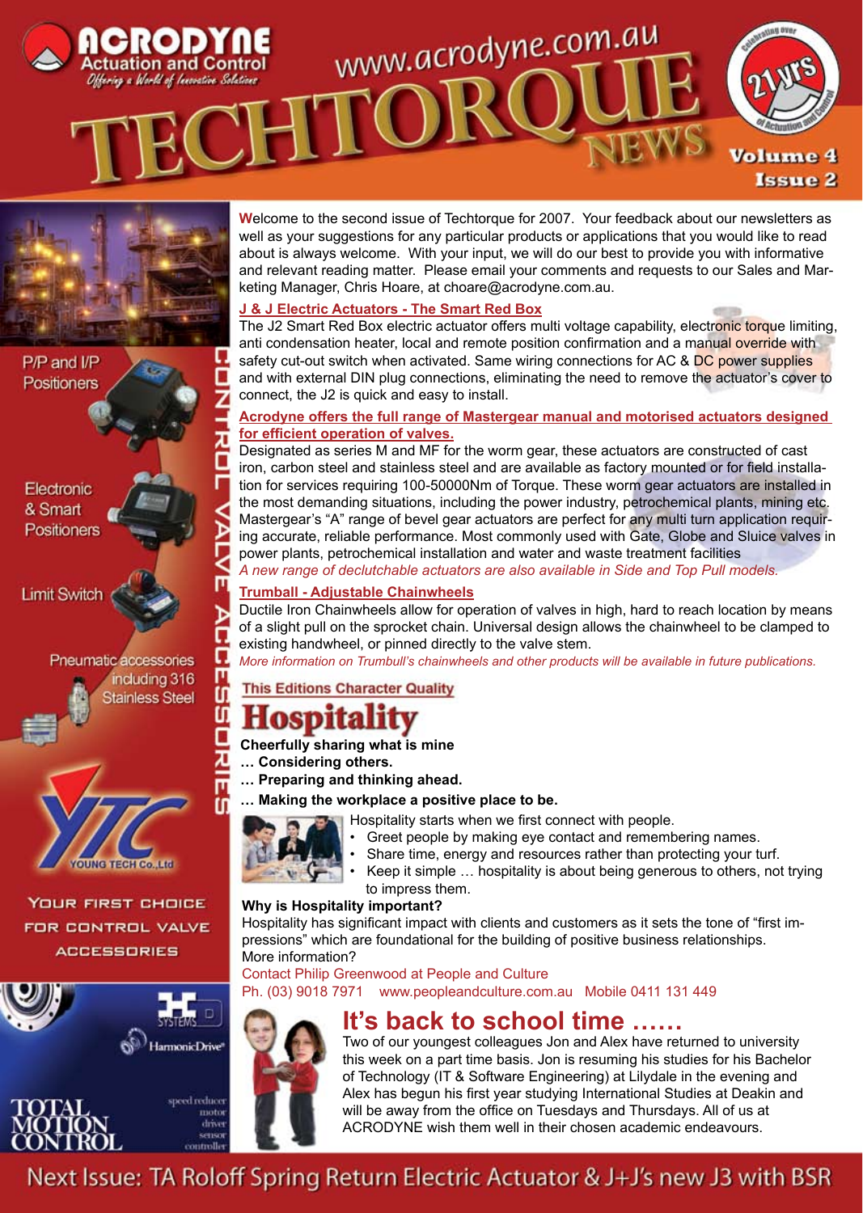# ACRODYNE Actuation and Control

*Offering a World of Innovative Solutions*

www.acrodyne.com.au

# TECHTORQUE NEWS

Celebrating over 21 yrs of Actuation and Control

Volume 4 Issue 2

Welcome to the second issue of Techtorque for 2007. Your feedback about our newsletters as well as your suggestions for any particular products or applications that you would like to read about is always welcome. With your input, we will do our best to provide you with informative and relevant reading matter. Please email your comments and requests to our Sales and Marketing Manager, Chris Hoare, at choare@acrodyne.com.au.

## J & J Electric Actuators - The Smart Red Box

The J2 Smart Red Box electric actuator offers multi voltage capability, electronic torque limiting, anti condensation heater, local and remote position confirmation and a manual override with safety cut-out switch when activated. Same wiring connections for AC & DC power supplies and with external DIN plug connections, eliminating the need to remove the actuator's cover to connect, the J2 is quick and easy to install.

## Acrodyne offers the full range of Mastergear manual and motorised actuators designed for efficient operation of valves.

Designated as series M and MF for the worm gear, these actuators are constructed of cast iron, carbon steel and stainless steel and are available as factory mounted or for field installation for services requiring 100-50000Nm of Torque. These worm gear actuators are installed in the most demanding situations, including the power industry, petrochemical plants, mining etc. Mastergear's "A" range of bevel gear actuators are perfect for any multi turn application requiring accurate, reliable performance. Most commonly used with Gate, Globe and Sluice valves in power plants, petrochemical installation and water and waste treatment facilities

*A new range of declutchable actuators are also available in Side and Top Pull models.*

## Trumball - Adjustable Chainwheels

Ductile Iron Chainwheels allow for operation of valves in high, hard to reach location by means of a slight pull on the sprocket chain. Universal design allows the chainwheel to be clamped to existing handwheel, or pinned directly to the valve stem.

*More information on Trumbull's chainwheels and other products will be available in future publications.*

## This Editions Character Quality

# Hospitality

**Cheerfully sharing what is mine**
**… Considering others.**
**… Preparing and thinking ahead.**
**… Making the workplace a positive place to be.**

Hospitality starts when we first connect with people.

- Greet people by making eye contact and remembering names.
- Share time, energy and resources rather than protecting your turf.
- Keep it simple … hospitality is about being generous to others, not trying to impress them.

**Why is Hospitality important?**

Hospitality has significant impact with clients and customers as it sets the tone of "first impressions" which are foundational for the building of positive business relationships.

More information?

Contact Philip Greenwood at People and Culture
Ph. (03) 9018 7971 www.peopleandculture.com.au Mobile 0411 131 449

## It's back to school time ……

Two of our youngest colleagues Jon and Alex have returned to university this week on a part time basis. Jon is resuming his studies for his Bachelor of Technology (IT & Software Engineering) at Lilydale in the evening and Alex has begun his first year studying International Studies at Deakin and will be away from the office on Tuesdays and Thursdays. All of us at ACRODYNE wish them well in their chosen academic endeavours.

CONTROL VALVE ACCESSORIES

P/P and I/P Positioners

Electronic & Smart Positioners

Limit Switch

Pneumatic accessories including 316 Stainless Steel

YTC YOUNG TECH Co.,Ltd

YOUR FIRST CHOICE FOR CONTROL VALVE ACCESSORIES

HD SYSTEMS
HarmonicDrive®

TOTAL MOTION CONTROL

speed reducer
motor
driver
sensor
controller

Next Issue: TA Roloff Spring Return Electric Actuator & J+J's new J3 with BSR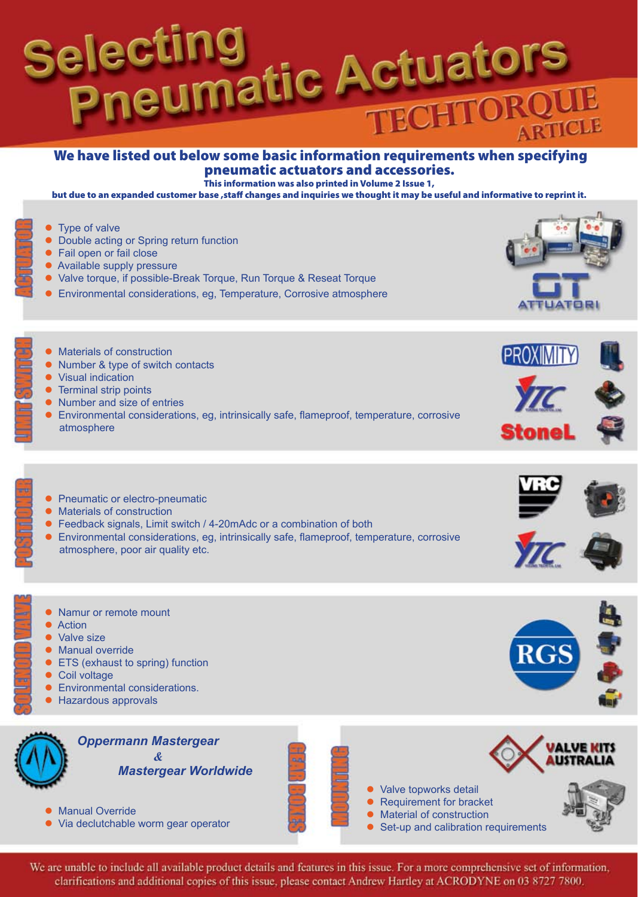# Selecting Pneumatic Actuators

## TECHTORQUE ARTICLE

**We have listed out below some basic information requirements when specifying pneumatic actuators and accessories.**

**This information was also printed in Volume 2 Issue 1,**
**but due to an expanded customer base ,staff changes and inquiries we thought it may be useful and informative to reprint it.**

### ACTUATOR

- Type of valve
- Double acting or Spring return function
- Fail open or fail close
- Available supply pressure
- Valve torque, if possible-Break Torque, Run Torque & Reseat Torque
- Environmental considerations, eg, Temperature, Corrosive atmosphere

GT ATTUATORI

### LIMIT SWITCH

- Materials of construction
- Number & type of switch contacts
- Visual indication
- Terminal strip points
- Number and size of entries
- Environmental considerations, eg, intrinsically safe, flameproof, temperature, corrosive atmosphere

PROXIMITY
YTC
StoneL

### POSITIONER

- Pneumatic or electro-pneumatic
- Materials of construction
- Feedback signals, Limit switch / 4-20mAdc or a combination of both
- Environmental considerations, eg, intrinsically safe, flameproof, temperature, corrosive atmosphere, poor air quality etc.

VRC
YTC

### SOLENOID VALVE

- Namur or remote mount
- Action
- Valve size
- Manual override
- ETS (exhaust to spring) function
- Coil voltage
- Environmental considerations.
- Hazardous approvals

RGS

### GEAR BOXES

***Oppermann Mastergear &amp; Mastergear Worldwide***

- Manual Override
- Via declutchable worm gear operator

### MOUNTING

VALVE KITS AUSTRALIA

- Valve topworks detail
- Requirement for bracket
- Material of construction
- Set-up and calibration requirements

We are unable to include all available product details and features in this issue. For a more comprehensive set of information, clarifications and additional copies of this issue, please contact Andrew Hartley at ACRODYNE on 03 8727 7800.